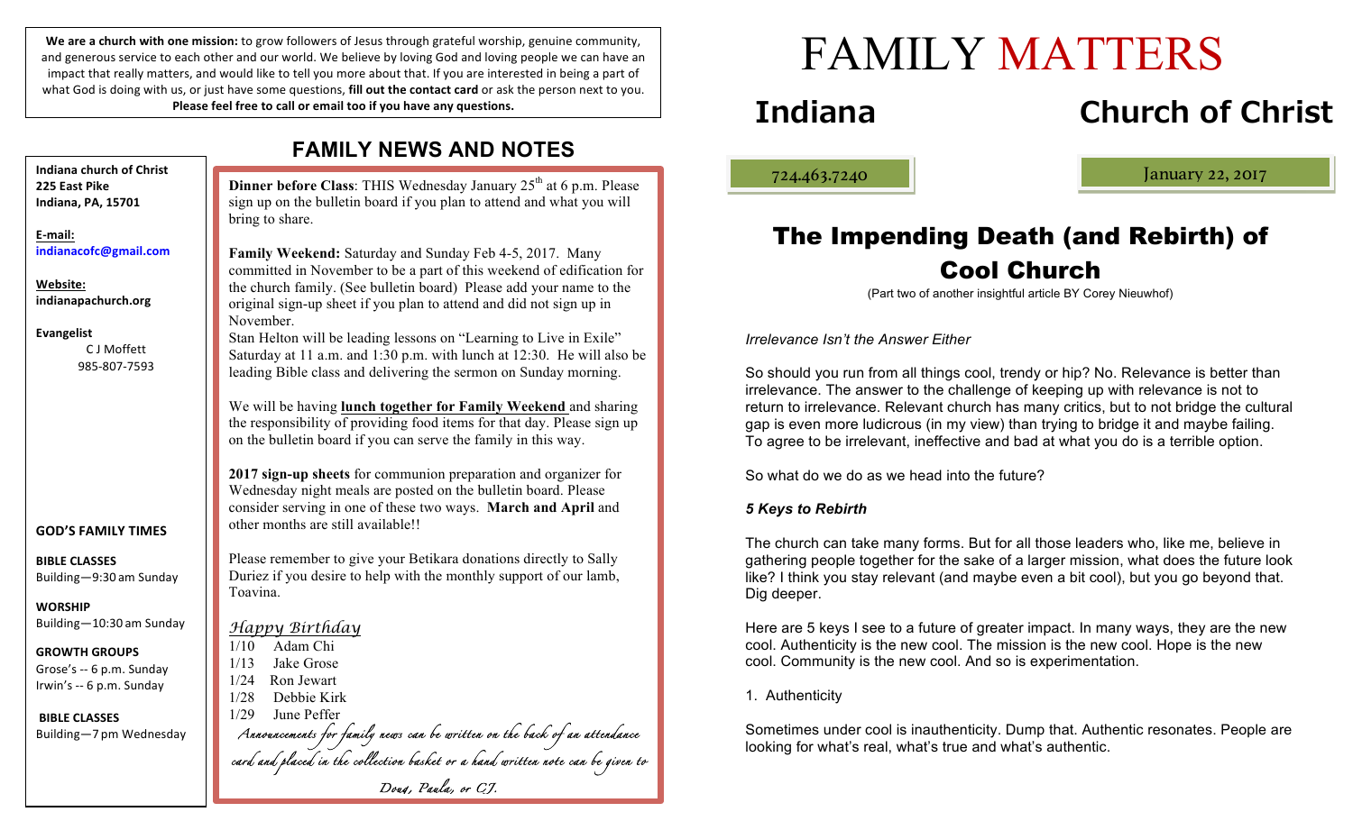**We are a church with one mission:** to grow followers of Jesus through grateful worship, genuine community, and generous service to each other and our world. We believe by loving God and loving people we can have an impact that really matters, and would like to tell you more about that. If you are interested in being a part of what God is doing with us, or just have some questions, **fill out the contact card** or ask the person next to you. **Please feel free to call or email too if you have any questions.**

**Indiana church of Christ**
**225 East Pike**
**Indiana, PA, 15701**

**E-mail:**
**indianacofc@gmail.com**

**Website:**
**indianapachurch.org**

**Evangelist**
C J Moffett
985-807-7593

**GOD'S FAMILY TIMES**

**BIBLE CLASSES**
Building—9:30 am Sunday

**WORSHIP**
Building—10:30 am Sunday

**GROWTH GROUPS**
Grose's -- 6 p.m. Sunday
Irwin's -- 6 p.m. Sunday

**BIBLE CLASSES**
Building—7 pm Wednesday

## FAMILY NEWS AND NOTES

**Dinner before Class**: THIS Wednesday January 25th at 6 p.m. Please sign up on the bulletin board if you plan to attend and what you will bring to share.

**Family Weekend:** Saturday and Sunday Feb 4-5, 2017. Many committed in November to be a part of this weekend of edification for the church family. (See bulletin board) Please add your name to the original sign-up sheet if you plan to attend and did not sign up in November.
Stan Helton will be leading lessons on "Learning to Live in Exile" Saturday at 11 a.m. and 1:30 p.m. with lunch at 12:30. He will also be leading Bible class and delivering the sermon on Sunday morning.

We will be having **lunch together for Family Weekend** and sharing the responsibility of providing food items for that day. Please sign up on the bulletin board if you can serve the family in this way.

**2017 sign-up sheets** for communion preparation and organizer for Wednesday night meals are posted on the bulletin board. Please consider serving in one of these two ways. **March and April** and other months are still available!!

Please remember to give your Betikara donations directly to Sally Duriez if you desire to help with the monthly support of our lamb, Toavina.

*Happy Birthday*
1/10 Adam Chi
1/13 Jake Grose
1/24 Ron Jewart
1/28 Debbie Kirk
1/29 June Peffer

*Announcements for family news can be written on the back of an attendance card and placed in the collection basket or a hand written note can be given to Doug, Paula, or CJ.*

# FAMILY MATTERS

## Indiana Church of Christ

724.463.7240

January 22, 2017

## The Impending Death (and Rebirth) of Cool Church

(Part two of another insightful article BY Corey Nieuwhof)

*Irrelevance Isn't the Answer Either*

So should you run from all things cool, trendy or hip? No. Relevance is better than irrelevance. The answer to the challenge of keeping up with relevance is not to return to irrelevance. Relevant church has many critics, but to not bridge the cultural gap is even more ludicrous (in my view) than trying to bridge it and maybe failing. To agree to be irrelevant, ineffective and bad at what you do is a terrible option.

So what do we do as we head into the future?

***5 Keys to Rebirth***

The church can take many forms. But for all those leaders who, like me, believe in gathering people together for the sake of a larger mission, what does the future look like? I think you stay relevant (and maybe even a bit cool), but you go beyond that. Dig deeper.

Here are 5 keys I see to a future of greater impact. In many ways, they are the new cool. Authenticity is the new cool. The mission is the new cool. Hope is the new cool. Community is the new cool. And so is experimentation.

1. Authenticity

Sometimes under cool is inauthenticity. Dump that. Authentic resonates. People are looking for what's real, what's true and what's authentic.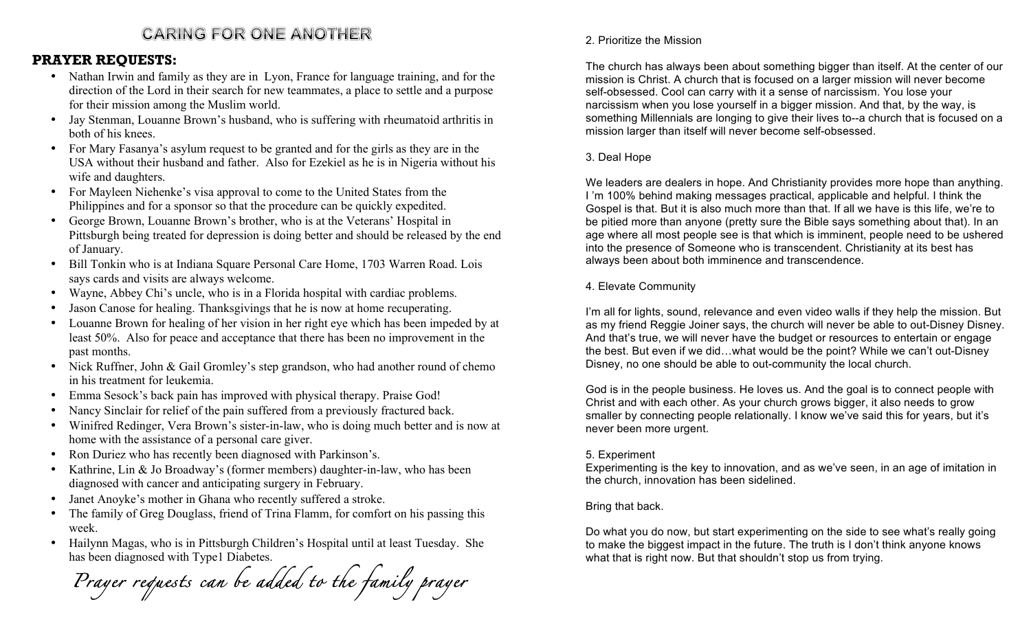# CARING FOR ONE ANOTHER

## PRAYER REQUESTS:

- Nathan Irwin and family as they are in Lyon, France for language training, and for the direction of the Lord in their search for new teammates, a place to settle and a purpose for their mission among the Muslim world.
- Jay Stenman, Louanne Brown's husband, who is suffering with rheumatoid arthritis in both of his knees.
- For Mary Fasanya's asylum request to be granted and for the girls as they are in the USA without their husband and father. Also for Ezekiel as he is in Nigeria without his wife and daughters.
- For Mayleen Niehenke's visa approval to come to the United States from the Philippines and for a sponsor so that the procedure can be quickly expedited.
- George Brown, Louanne Brown's brother, who is at the Veterans' Hospital in Pittsburgh being treated for depression is doing better and should be released by the end of January.
- Bill Tonkin who is at Indiana Square Personal Care Home, 1703 Warren Road. Lois says cards and visits are always welcome.
- Wayne, Abbey Chi's uncle, who is in a Florida hospital with cardiac problems.
- Jason Canose for healing. Thanksgivings that he is now at home recuperating.
- Louanne Brown for healing of her vision in her right eye which has been impeded by at least 50%. Also for peace and acceptance that there has been no improvement in the past months.
- Nick Ruffner, John & Gail Gromley's step grandson, who had another round of chemo in his treatment for leukemia.
- Emma Sesock's back pain has improved with physical therapy. Praise God!
- Nancy Sinclair for relief of the pain suffered from a previously fractured back.
- Winifred Redinger, Vera Brown's sister-in-law, who is doing much better and is now at home with the assistance of a personal care giver.
- Ron Duriez who has recently been diagnosed with Parkinson's.
- Kathrine, Lin & Jo Broadway's (former members) daughter-in-law, who has been diagnosed with cancer and anticipating surgery in February.
- Janet Anoyke's mother in Ghana who recently suffered a stroke.
- The family of Greg Douglass, friend of Trina Flamm, for comfort on his passing this week.
- Hailynn Magas, who is in Pittsburgh Children's Hospital until at least Tuesday. She has been diagnosed with Type1 Diabetes.

*Prayer requests can be added to the family prayer*

2. Prioritize the Mission

The church has always been about something bigger than itself. At the center of our mission is Christ. A church that is focused on a larger mission will never become self-obsessed. Cool can carry with it a sense of narcissism. You lose your narcissism when you lose yourself in a bigger mission. And that, by the way, is something Millennials are longing to give their lives to--a church that is focused on a mission larger than itself will never become self-obsessed.

3. Deal Hope

We leaders are dealers in hope. And Christianity provides more hope than anything. I 'm 100% behind making messages practical, applicable and helpful. I think the Gospel is that. But it is also much more than that. If all we have is this life, we're to be pitied more than anyone (pretty sure the Bible says something about that). In an age where all most people see is that which is imminent, people need to be ushered into the presence of Someone who is transcendent. Christianity at its best has always been about both imminence and transcendence.

4. Elevate Community

I'm all for lights, sound, relevance and even video walls if they help the mission. But as my friend Reggie Joiner says, the church will never be able to out-Disney Disney. And that's true, we will never have the budget or resources to entertain or engage the best. But even if we did…what would be the point? While we can't out-Disney Disney, no one should be able to out-community the local church.

God is in the people business. He loves us. And the goal is to connect people with Christ and with each other. As your church grows bigger, it also needs to grow smaller by connecting people relationally. I know we've said this for years, but it's never been more urgent.

5. Experiment

Experimenting is the key to innovation, and as we've seen, in an age of imitation in the church, innovation has been sidelined.

Bring that back.

Do what you do now, but start experimenting on the side to see what's really going to make the biggest impact in the future. The truth is I don't think anyone knows what that is right now. But that shouldn't stop us from trying.